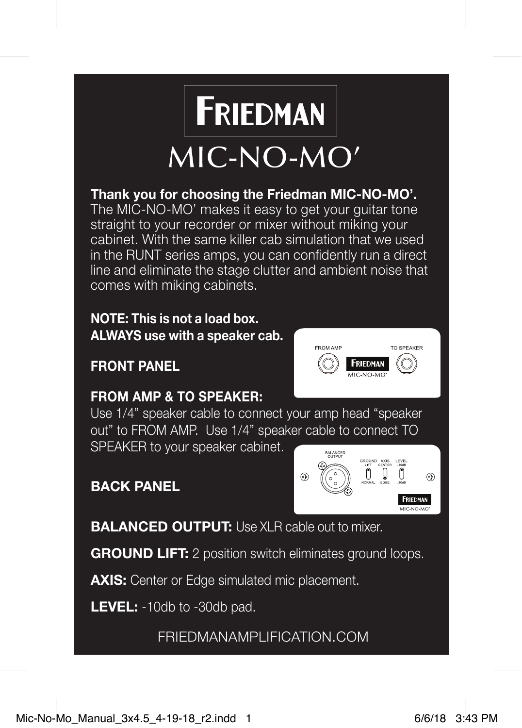# FRIEDMAN

## MIC-NO-MO'

**Thank you for choosing the Friedman MIC-NO-MO'.**
The MIC-NO-MO' makes it easy to get your guitar tone straight to your recorder or mixer without miking your cabinet. With the same killer cab simulation that we used in the RUNT series amps, you can confidently run a direct line and eliminate the stage clutter and ambient noise that comes with miking cabinets.

**NOTE: This is not a load box.**
**ALWAYS use with a speaker cab.**

### FRONT PANEL

**FROM AMP & TO SPEAKER:**
Use 1/4" speaker cable to connect your amp head "speaker out" to FROM AMP. Use 1/4" speaker cable to connect TO SPEAKER to your speaker cabinet.

### BACK PANEL

**BALANCED OUTPUT:** Use XLR cable out to mixer.

**GROUND LIFT:** 2 position switch eliminates ground loops.

**AXIS:** Center or Edge simulated mic placement.

**LEVEL:** -10db to -30db pad.

FRIEDMANAMPLIFICATION.COM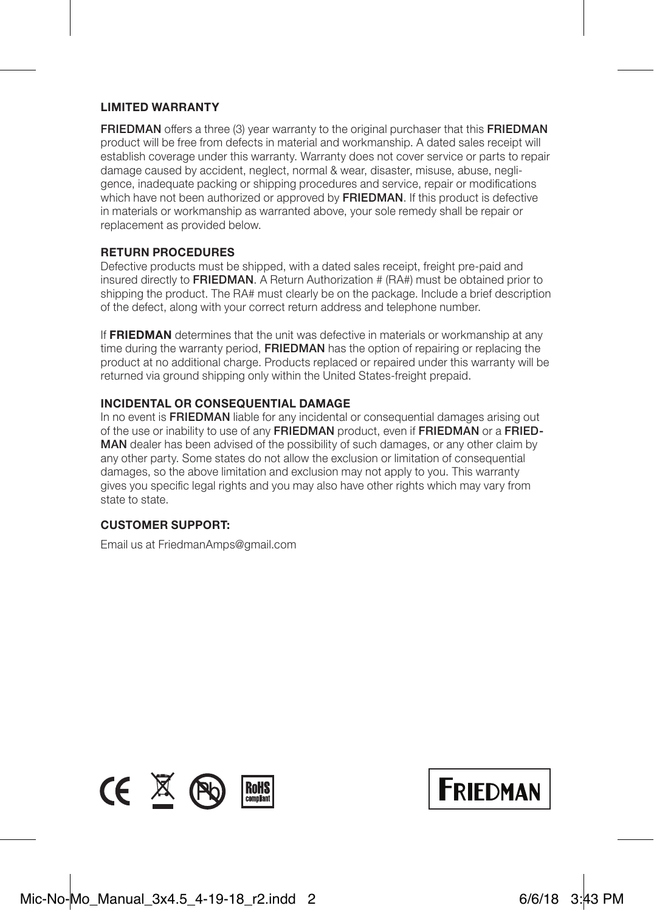## LIMITED WARRANTY

**FRIEDMAN** offers a three (3) year warranty to the original purchaser that this **FRIEDMAN** product will be free from defects in material and workmanship. A dated sales receipt will establish coverage under this warranty. Warranty does not cover service or parts to repair damage caused by accident, neglect, normal & wear, disaster, misuse, abuse, negligence, inadequate packing or shipping procedures and service, repair or modifications which have not been authorized or approved by **FRIEDMAN**. If this product is defective in materials or workmanship as warranted above, your sole remedy shall be repair or replacement as provided below.

## RETURN PROCEDURES

Defective products must be shipped, with a dated sales receipt, freight pre-paid and insured directly to **FRIEDMAN**. A Return Authorization # (RA#) must be obtained prior to shipping the product. The RA# must clearly be on the package. Include a brief description of the defect, along with your correct return address and telephone number.

If **FRIEDMAN** determines that the unit was defective in materials or workmanship at any time during the warranty period, **FRIEDMAN** has the option of repairing or replacing the product at no additional charge. Products replaced or repaired under this warranty will be returned via ground shipping only within the United States-freight prepaid.

## INCIDENTAL OR CONSEQUENTIAL DAMAGE

In no event is **FRIEDMAN** liable for any incidental or consequential damages arising out of the use or inability to use of any **FRIEDMAN** product, even if **FRIEDMAN** or a **FRIEDMAN** dealer has been advised of the possibility of such damages, or any other claim by any other party. Some states do not allow the exclusion or limitation of consequential damages, so the above limitation and exclusion may not apply to you. This warranty gives you specific legal rights and you may also have other rights which may vary from state to state.

## CUSTOMER SUPPORT:

Email us at FriedmanAmps@gmail.com

RoHS compliant

FRIEDMAN